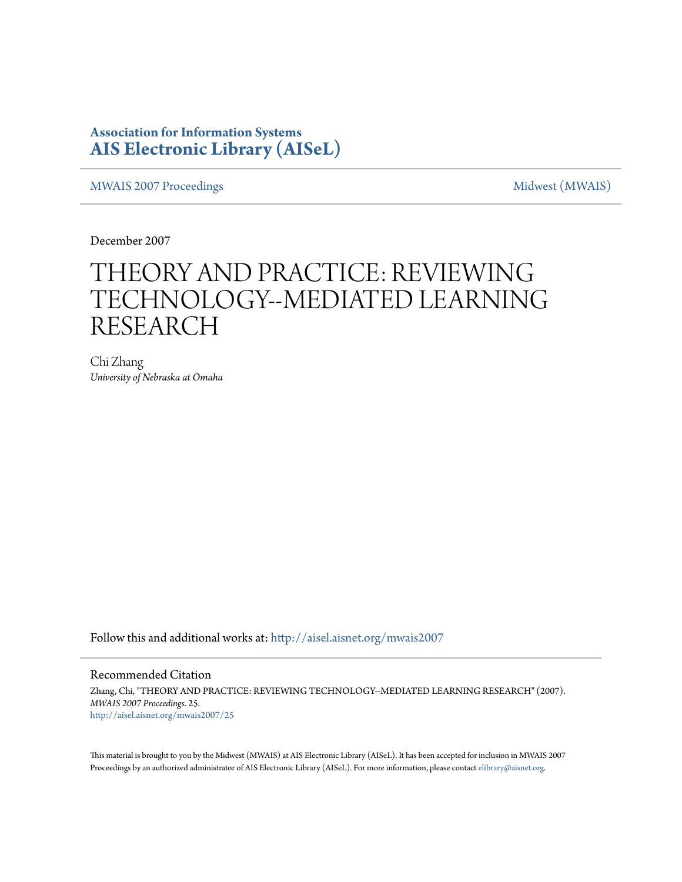**Association for Information Systems**
**AIS Electronic Library (AISeL)**

MWAIS 2007 Proceedings | Midwest (MWAIS)

December 2007

# THEORY AND PRACTICE: REVIEWING TECHNOLOGY--MEDIATED LEARNING RESEARCH

Chi Zhang
*University of Nebraska at Omaha*

Follow this and additional works at: http://aisel.aisnet.org/mwais2007

## Recommended Citation

Zhang, Chi, "THEORY AND PRACTICE: REVIEWING TECHNOLOGY--MEDIATED LEARNING RESEARCH" (2007). *MWAIS 2007 Proceedings*. 25.
http://aisel.aisnet.org/mwais2007/25

This material is brought to you by the Midwest (MWAIS) at AIS Electronic Library (AISeL). It has been accepted for inclusion in MWAIS 2007 Proceedings by an authorized administrator of AIS Electronic Library (AISeL). For more information, please contact elibrary@aisnet.org.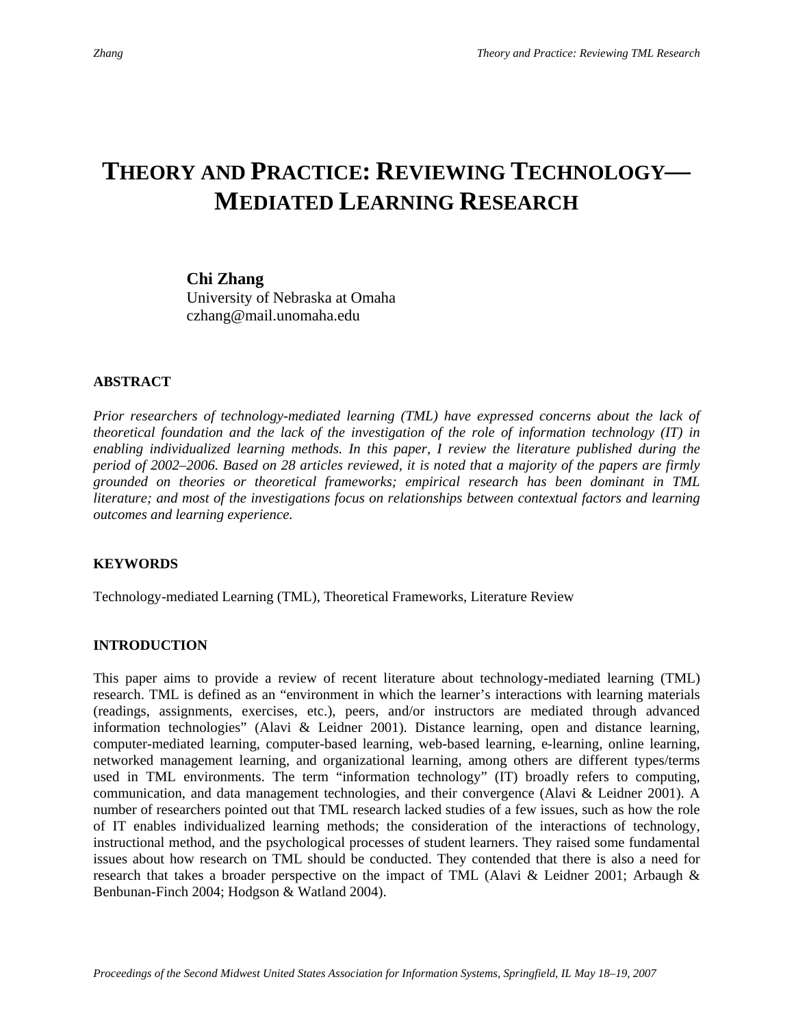# THEORY AND PRACTICE: REVIEWING TECHNOLOGY—MEDIATED LEARNING RESEARCH

**Chi Zhang**
University of Nebraska at Omaha
czhang@mail.unomaha.edu

### ABSTRACT

*Prior researchers of technology-mediated learning (TML) have expressed concerns about the lack of theoretical foundation and the lack of the investigation of the role of information technology (IT) in enabling individualized learning methods. In this paper, I review the literature published during the period of 2002–2006. Based on 28 articles reviewed, it is noted that a majority of the papers are firmly grounded on theories or theoretical frameworks; empirical research has been dominant in TML literature; and most of the investigations focus on relationships between contextual factors and learning outcomes and learning experience.*

### KEYWORDS

Technology-mediated Learning (TML), Theoretical Frameworks, Literature Review

### INTRODUCTION

This paper aims to provide a review of recent literature about technology-mediated learning (TML) research. TML is defined as an "environment in which the learner's interactions with learning materials (readings, assignments, exercises, etc.), peers, and/or instructors are mediated through advanced information technologies" (Alavi & Leidner 2001). Distance learning, open and distance learning, computer-mediated learning, computer-based learning, web-based learning, e-learning, online learning, networked management learning, and organizational learning, among others are different types/terms used in TML environments. The term "information technology" (IT) broadly refers to computing, communication, and data management technologies, and their convergence (Alavi & Leidner 2001). A number of researchers pointed out that TML research lacked studies of a few issues, such as how the role of IT enables individualized learning methods; the consideration of the interactions of technology, instructional method, and the psychological processes of student learners. They raised some fundamental issues about how research on TML should be conducted. They contended that there is also a need for research that takes a broader perspective on the impact of TML (Alavi & Leidner 2001; Arbaugh & Benbunan-Finch 2004; Hodgson & Watland 2004).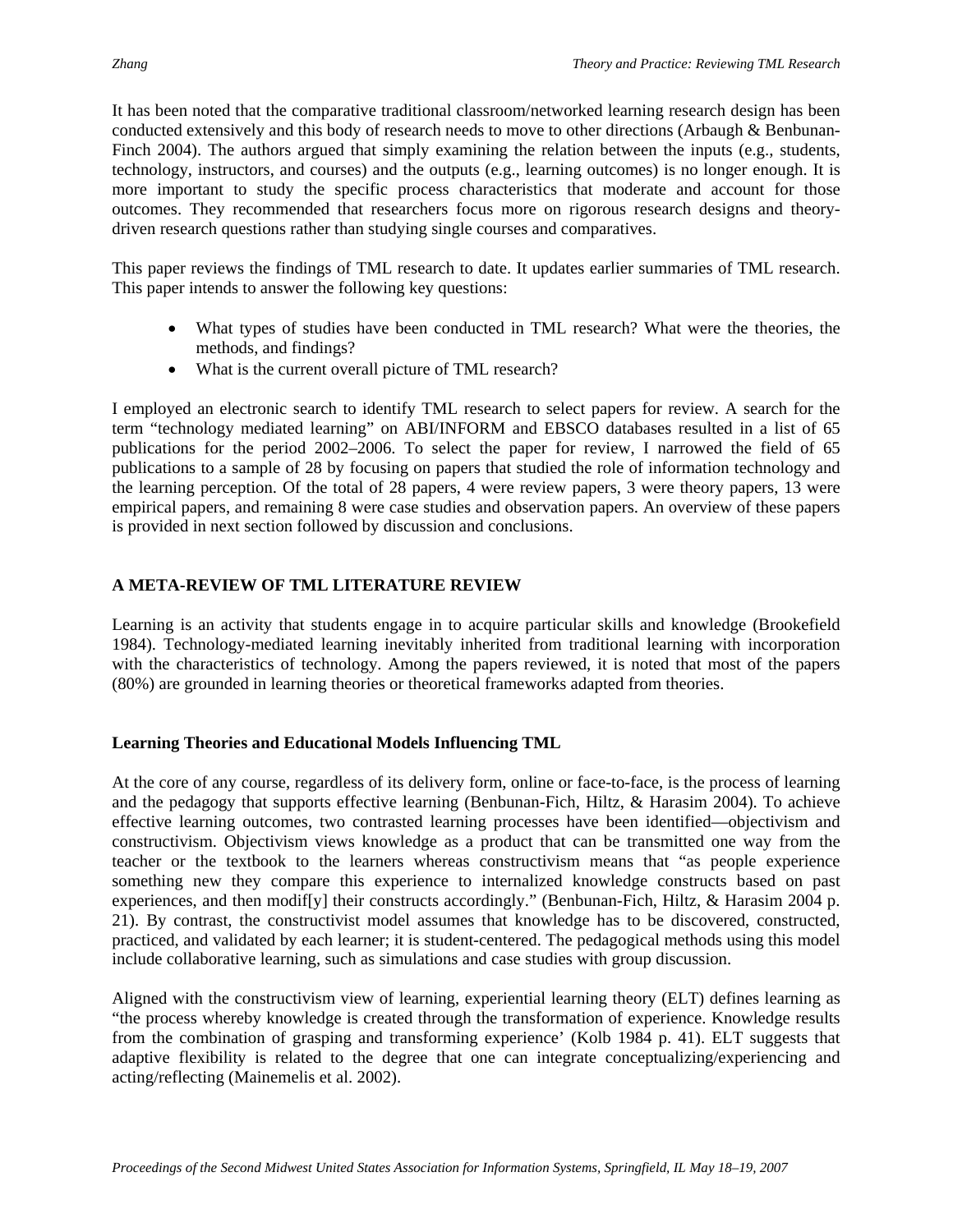It has been noted that the comparative traditional classroom/networked learning research design has been conducted extensively and this body of research needs to move to other directions (Arbaugh & Benbunan-Finch 2004). The authors argued that simply examining the relation between the inputs (e.g., students, technology, instructors, and courses) and the outputs (e.g., learning outcomes) is no longer enough. It is more important to study the specific process characteristics that moderate and account for those outcomes. They recommended that researchers focus more on rigorous research designs and theory-driven research questions rather than studying single courses and comparatives.

This paper reviews the findings of TML research to date. It updates earlier summaries of TML research. This paper intends to answer the following key questions:

- What types of studies have been conducted in TML research? What were the theories, the methods, and findings?
- What is the current overall picture of TML research?

I employed an electronic search to identify TML research to select papers for review. A search for the term "technology mediated learning" on ABI/INFORM and EBSCO databases resulted in a list of 65 publications for the period 2002–2006. To select the paper for review, I narrowed the field of 65 publications to a sample of 28 by focusing on papers that studied the role of information technology and the learning perception. Of the total of 28 papers, 4 were review papers, 3 were theory papers, 13 were empirical papers, and remaining 8 were case studies and observation papers. An overview of these papers is provided in next section followed by discussion and conclusions.

## A META-REVIEW OF TML LITERATURE REVIEW

Learning is an activity that students engage in to acquire particular skills and knowledge (Brookefield 1984). Technology-mediated learning inevitably inherited from traditional learning with incorporation with the characteristics of technology. Among the papers reviewed, it is noted that most of the papers (80%) are grounded in learning theories or theoretical frameworks adapted from theories.

### Learning Theories and Educational Models Influencing TML

At the core of any course, regardless of its delivery form, online or face-to-face, is the process of learning and the pedagogy that supports effective learning (Benbunan-Fich, Hiltz, & Harasim 2004). To achieve effective learning outcomes, two contrasted learning processes have been identified—objectivism and constructivism. Objectivism views knowledge as a product that can be transmitted one way from the teacher or the textbook to the learners whereas constructivism means that "as people experience something new they compare this experience to internalized knowledge constructs based on past experiences, and then modif[y] their constructs accordingly." (Benbunan-Fich, Hiltz, & Harasim 2004 p. 21). By contrast, the constructivist model assumes that knowledge has to be discovered, constructed, practiced, and validated by each learner; it is student-centered. The pedagogical methods using this model include collaborative learning, such as simulations and case studies with group discussion.

Aligned with the constructivism view of learning, experiential learning theory (ELT) defines learning as "the process whereby knowledge is created through the transformation of experience. Knowledge results from the combination of grasping and transforming experience' (Kolb 1984 p. 41). ELT suggests that adaptive flexibility is related to the degree that one can integrate conceptualizing/experiencing and acting/reflecting (Mainemelis et al. 2002).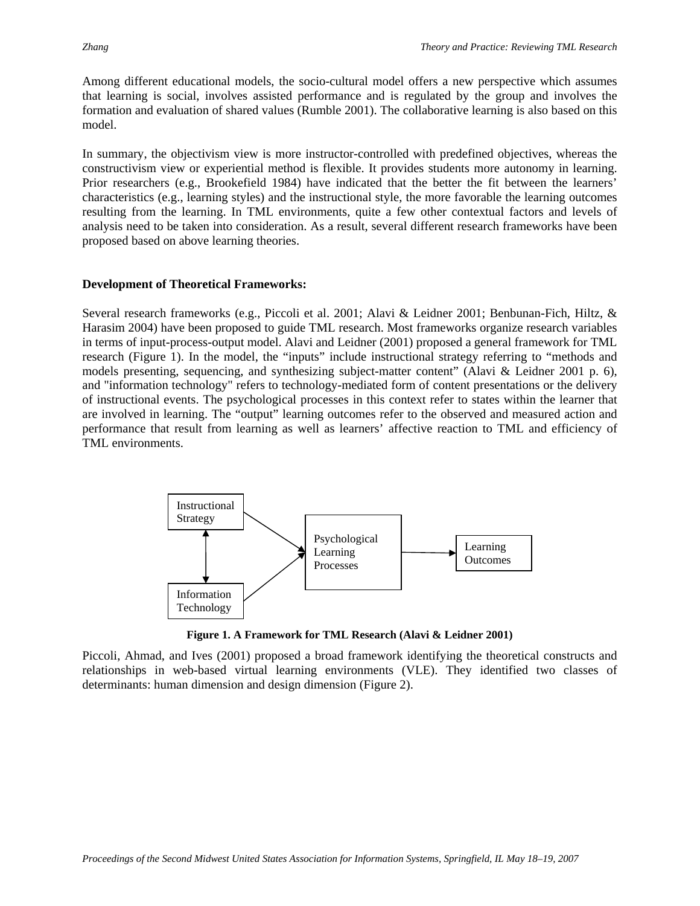Among different educational models, the socio-cultural model offers a new perspective which assumes that learning is social, involves assisted performance and is regulated by the group and involves the formation and evaluation of shared values (Rumble 2001). The collaborative learning is also based on this model.

In summary, the objectivism view is more instructor-controlled with predefined objectives, whereas the constructivism view or experiential method is flexible. It provides students more autonomy in learning. Prior researchers (e.g., Brookefield 1984) have indicated that the better the fit between the learners' characteristics (e.g., learning styles) and the instructional style, the more favorable the learning outcomes resulting from the learning. In TML environments, quite a few other contextual factors and levels of analysis need to be taken into consideration. As a result, several different research frameworks have been proposed based on above learning theories.

**Development of Theoretical Frameworks:**

Several research frameworks (e.g., Piccoli et al. 2001; Alavi & Leidner 2001; Benbunan-Fich, Hiltz, & Harasim 2004) have been proposed to guide TML research. Most frameworks organize research variables in terms of input-process-output model. Alavi and Leidner (2001) proposed a general framework for TML research (Figure 1). In the model, the "inputs" include instructional strategy referring to "methods and models presenting, sequencing, and synthesizing subject-matter content" (Alavi & Leidner 2001 p. 6), and "information technology" refers to technology-mediated form of content presentations or the delivery of instructional events. The psychological processes in this context refer to states within the learner that are involved in learning. The "output" learning outcomes refer to the observed and measured action and performance that result from learning as well as learners' affective reaction to TML and efficiency of TML environments.

Instructional Strategy

Information Technology

Psychological Learning Processes

Learning Outcomes

**Figure 1. A Framework for TML Research (Alavi & Leidner 2001)**

Piccoli, Ahmad, and Ives (2001) proposed a broad framework identifying the theoretical constructs and relationships in web-based virtual learning environments (VLE). They identified two classes of determinants: human dimension and design dimension (Figure 2).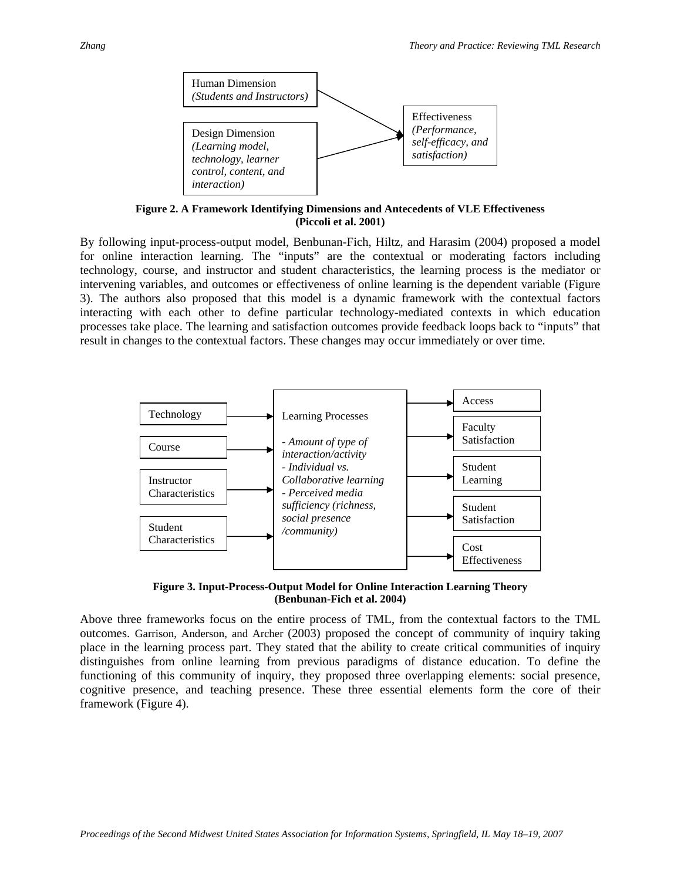Human Dimension
*(Students and Instructors)*

Design Dimension
*(Learning model, technology, learner control, content, and interaction)*

Effectiveness
*(Performance, self-efficacy, and satisfaction)*

**Figure 2. A Framework Identifying Dimensions and Antecedents of VLE Effectiveness (Piccoli et al. 2001)**

By following input-process-output model, Benbunan-Fich, Hiltz, and Harasim (2004) proposed a model for online interaction learning. The "inputs" are the contextual or moderating factors including technology, course, and instructor and student characteristics, the learning process is the mediator or intervening variables, and outcomes or effectiveness of online learning is the dependent variable (Figure 3). The authors also proposed that this model is a dynamic framework with the contextual factors interacting with each other to define particular technology-mediated contexts in which education processes take place. The learning and satisfaction outcomes provide feedback loops back to "inputs" that result in changes to the contextual factors. These changes may occur immediately or over time.

Technology

Course

Instructor Characteristics

Student Characteristics

Learning Processes

- *Amount of type of interaction/activity*
- *Individual vs. Collaborative learning*
- *Perceived media sufficiency (richness, social presence /community)*

Access

Faculty Satisfaction

Student Learning

Student Satisfaction

Cost Effectiveness

**Figure 3. Input-Process-Output Model for Online Interaction Learning Theory (Benbunan-Fich et al. 2004)**

Above three frameworks focus on the entire process of TML, from the contextual factors to the TML outcomes. Garrison, Anderson, and Archer (2003) proposed the concept of community of inquiry taking place in the learning process part. They stated that the ability to create critical communities of inquiry distinguishes from online learning from previous paradigms of distance education. To define the functioning of this community of inquiry, they proposed three overlapping elements: social presence, cognitive presence, and teaching presence. These three essential elements form the core of their framework (Figure 4).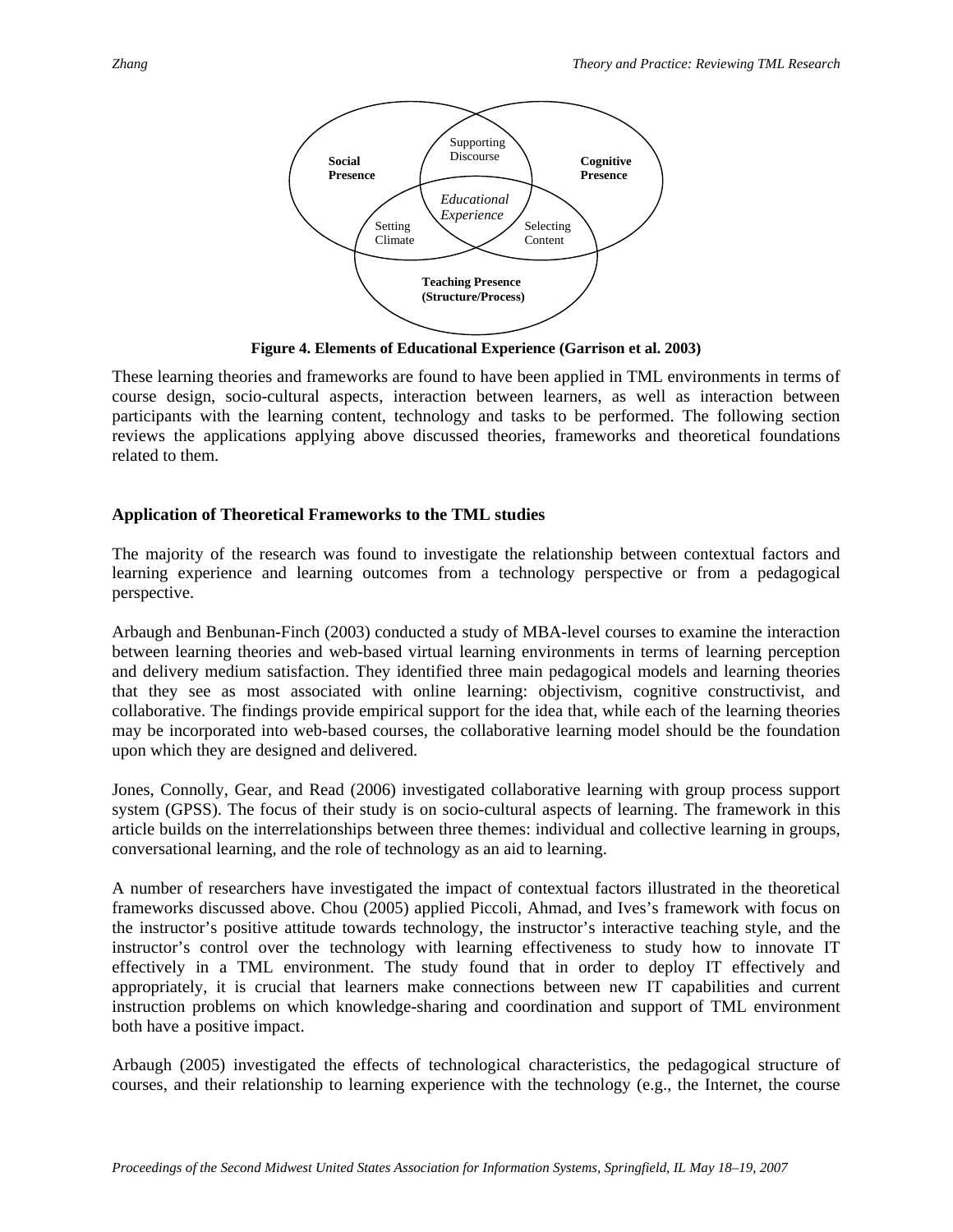Figure 4. Elements of Educational Experience (Garrison et al. 2003)

These learning theories and frameworks are found to have been applied in TML environments in terms of course design, socio-cultural aspects, interaction between learners, as well as interaction between participants with the learning content, technology and tasks to be performed. The following section reviews the applications applying above discussed theories, frameworks and theoretical foundations related to them.

## Application of Theoretical Frameworks to the TML studies

The majority of the research was found to investigate the relationship between contextual factors and learning experience and learning outcomes from a technology perspective or from a pedagogical perspective.

Arbaugh and Benbunan-Finch (2003) conducted a study of MBA-level courses to examine the interaction between learning theories and web-based virtual learning environments in terms of learning perception and delivery medium satisfaction. They identified three main pedagogical models and learning theories that they see as most associated with online learning: objectivism, cognitive constructivist, and collaborative. The findings provide empirical support for the idea that, while each of the learning theories may be incorporated into web-based courses, the collaborative learning model should be the foundation upon which they are designed and delivered.

Jones, Connolly, Gear, and Read (2006) investigated collaborative learning with group process support system (GPSS). The focus of their study is on socio-cultural aspects of learning. The framework in this article builds on the interrelationships between three themes: individual and collective learning in groups, conversational learning, and the role of technology as an aid to learning.

A number of researchers have investigated the impact of contextual factors illustrated in the theoretical frameworks discussed above. Chou (2005) applied Piccoli, Ahmad, and Ives's framework with focus on the instructor's positive attitude towards technology, the instructor's interactive teaching style, and the instructor's control over the technology with learning effectiveness to study how to innovate IT effectively in a TML environment. The study found that in order to deploy IT effectively and appropriately, it is crucial that learners make connections between new IT capabilities and current instruction problems on which knowledge-sharing and coordination and support of TML environment both have a positive impact.

Arbaugh (2005) investigated the effects of technological characteristics, the pedagogical structure of courses, and their relationship to learning experience with the technology (e.g., the Internet, the course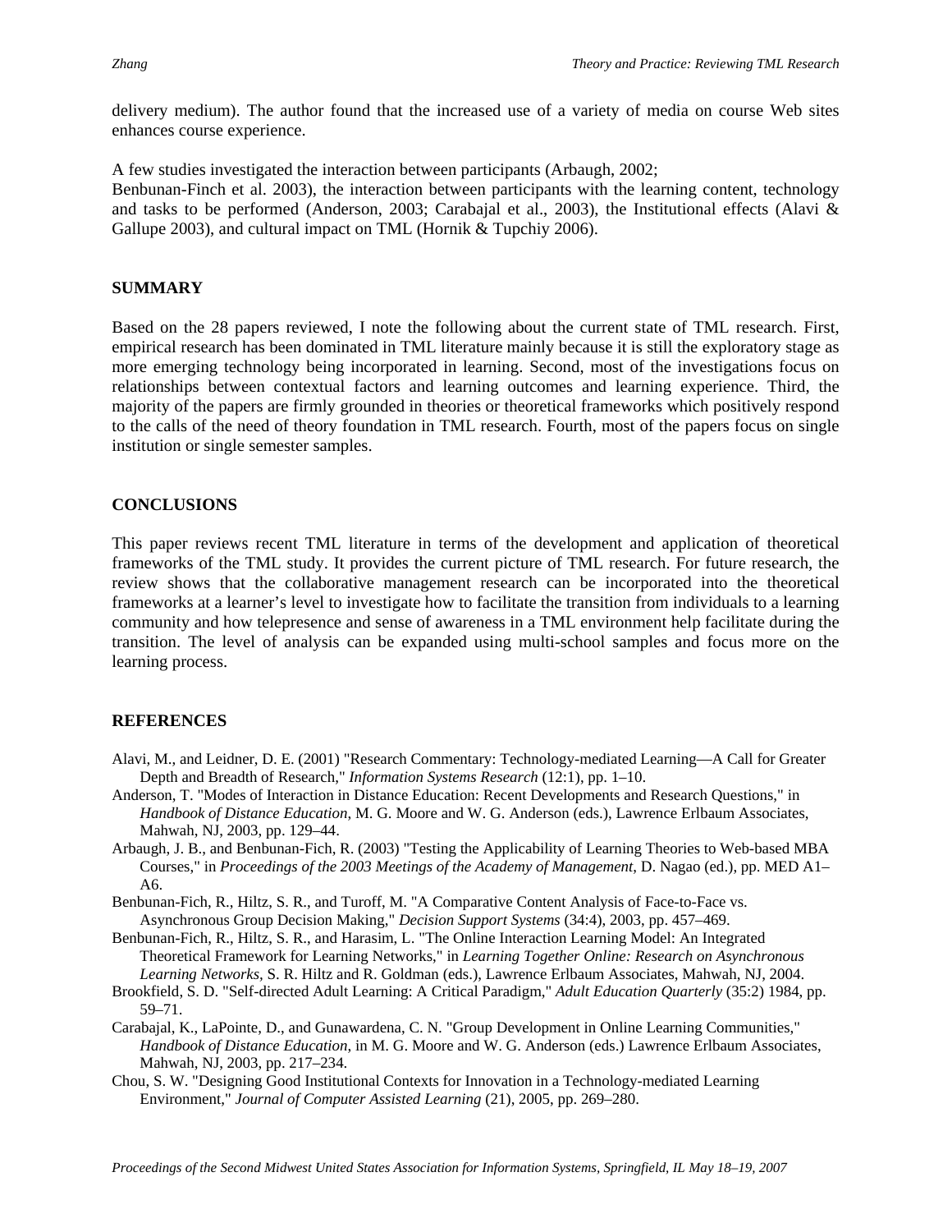delivery medium). The author found that the increased use of a variety of media on course Web sites enhances course experience.

A few studies investigated the interaction between participants (Arbaugh, 2002; Benbunan-Finch et al. 2003), the interaction between participants with the learning content, technology and tasks to be performed (Anderson, 2003; Carabajal et al., 2003), the Institutional effects (Alavi & Gallupe 2003), and cultural impact on TML (Hornik & Tupchiy 2006).

## SUMMARY

Based on the 28 papers reviewed, I note the following about the current state of TML research. First, empirical research has been dominated in TML literature mainly because it is still the exploratory stage as more emerging technology being incorporated in learning. Second, most of the investigations focus on relationships between contextual factors and learning outcomes and learning experience. Third, the majority of the papers are firmly grounded in theories or theoretical frameworks which positively respond to the calls of the need of theory foundation in TML research. Fourth, most of the papers focus on single institution or single semester samples.

## CONCLUSIONS

This paper reviews recent TML literature in terms of the development and application of theoretical frameworks of the TML study. It provides the current picture of TML research. For future research, the review shows that the collaborative management research can be incorporated into the theoretical frameworks at a learner's level to investigate how to facilitate the transition from individuals to a learning community and how telepresence and sense of awareness in a TML environment help facilitate during the transition. The level of analysis can be expanded using multi-school samples and focus more on the learning process.

## REFERENCES

Alavi, M., and Leidner, D. E. (2001) "Research Commentary: Technology-mediated Learning—A Call for Greater Depth and Breadth of Research," *Information Systems Research* (12:1), pp. 1–10.

Anderson, T. "Modes of Interaction in Distance Education: Recent Developments and Research Questions," in *Handbook of Distance Education*, M. G. Moore and W. G. Anderson (eds.), Lawrence Erlbaum Associates, Mahwah, NJ, 2003, pp. 129–44.

Arbaugh, J. B., and Benbunan-Fich, R. (2003) "Testing the Applicability of Learning Theories to Web-based MBA Courses," in *Proceedings of the 2003 Meetings of the Academy of Management*, D. Nagao (ed.), pp. MED A1–A6.

Benbunan-Fich, R., Hiltz, S. R., and Turoff, M. "A Comparative Content Analysis of Face-to-Face vs. Asynchronous Group Decision Making," *Decision Support Systems* (34:4), 2003, pp. 457–469.

Benbunan-Fich, R., Hiltz, S. R., and Harasim, L. "The Online Interaction Learning Model: An Integrated Theoretical Framework for Learning Networks," in *Learning Together Online: Research on Asynchronous Learning Networks,* S. R. Hiltz and R. Goldman (eds.), Lawrence Erlbaum Associates, Mahwah, NJ, 2004.

Brookfield, S. D. "Self-directed Adult Learning: A Critical Paradigm," *Adult Education Quarterly* (35:2) 1984, pp. 59–71.

Carabajal, K., LaPointe, D., and Gunawardena, C. N. "Group Development in Online Learning Communities," *Handbook of Distance Education*, in M. G. Moore and W. G. Anderson (eds.) Lawrence Erlbaum Associates, Mahwah, NJ, 2003, pp. 217–234.

Chou, S. W. "Designing Good Institutional Contexts for Innovation in a Technology-mediated Learning Environment," *Journal of Computer Assisted Learning* (21), 2005, pp. 269–280.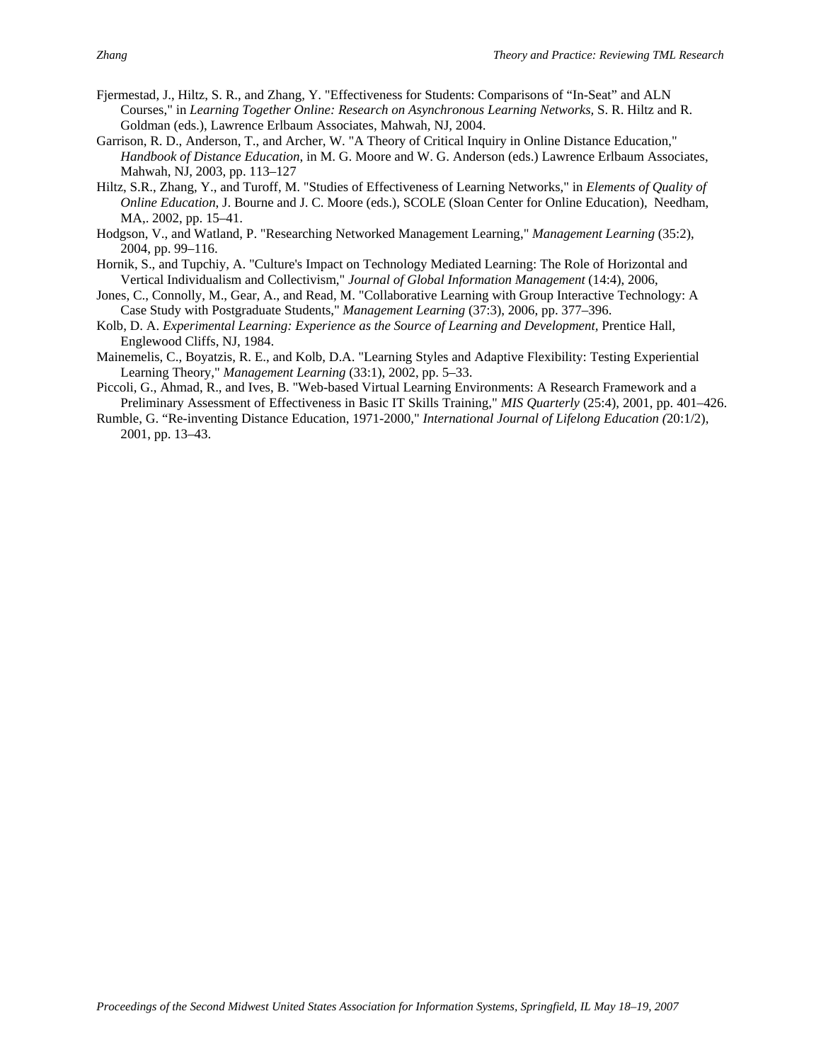Fjermestad, J., Hiltz, S. R., and Zhang, Y. "Effectiveness for Students: Comparisons of "In-Seat" and ALN Courses," in *Learning Together Online: Research on Asynchronous Learning Networks,* S. R. Hiltz and R. Goldman (eds.), Lawrence Erlbaum Associates, Mahwah, NJ, 2004.

Garrison, R. D., Anderson, T., and Archer, W. "A Theory of Critical Inquiry in Online Distance Education," *Handbook of Distance Education*, in M. G. Moore and W. G. Anderson (eds.) Lawrence Erlbaum Associates, Mahwah, NJ, 2003, pp. 113–127

Hiltz, S.R., Zhang, Y., and Turoff, M. "Studies of Effectiveness of Learning Networks," in *Elements of Quality of Online Education*, J. Bourne and J. C. Moore (eds.), SCOLE (Sloan Center for Online Education), Needham, MA,. 2002, pp. 15–41.

Hodgson, V., and Watland, P. "Researching Networked Management Learning," *Management Learning* (35:2), 2004, pp. 99–116.

Hornik, S., and Tupchiy, A. "Culture's Impact on Technology Mediated Learning: The Role of Horizontal and Vertical Individualism and Collectivism," *Journal of Global Information Management* (14:4), 2006,

Jones, C., Connolly, M., Gear, A., and Read, M. "Collaborative Learning with Group Interactive Technology: A Case Study with Postgraduate Students," *Management Learning* (37:3), 2006, pp. 377–396.

Kolb, D. A. *Experimental Learning: Experience as the Source of Learning and Development*, Prentice Hall, Englewood Cliffs, NJ, 1984.

Mainemelis, C., Boyatzis, R. E., and Kolb, D.A. "Learning Styles and Adaptive Flexibility: Testing Experiential Learning Theory," *Management Learning* (33:1), 2002, pp. 5–33.

Piccoli, G., Ahmad, R., and Ives, B. "Web-based Virtual Learning Environments: A Research Framework and a Preliminary Assessment of Effectiveness in Basic IT Skills Training," *MIS Quarterly* (25:4), 2001, pp. 401–426.

Rumble, G. "Re-inventing Distance Education, 1971-2000," *International Journal of Lifelong Education (*20:1/2), 2001, pp. 13–43.